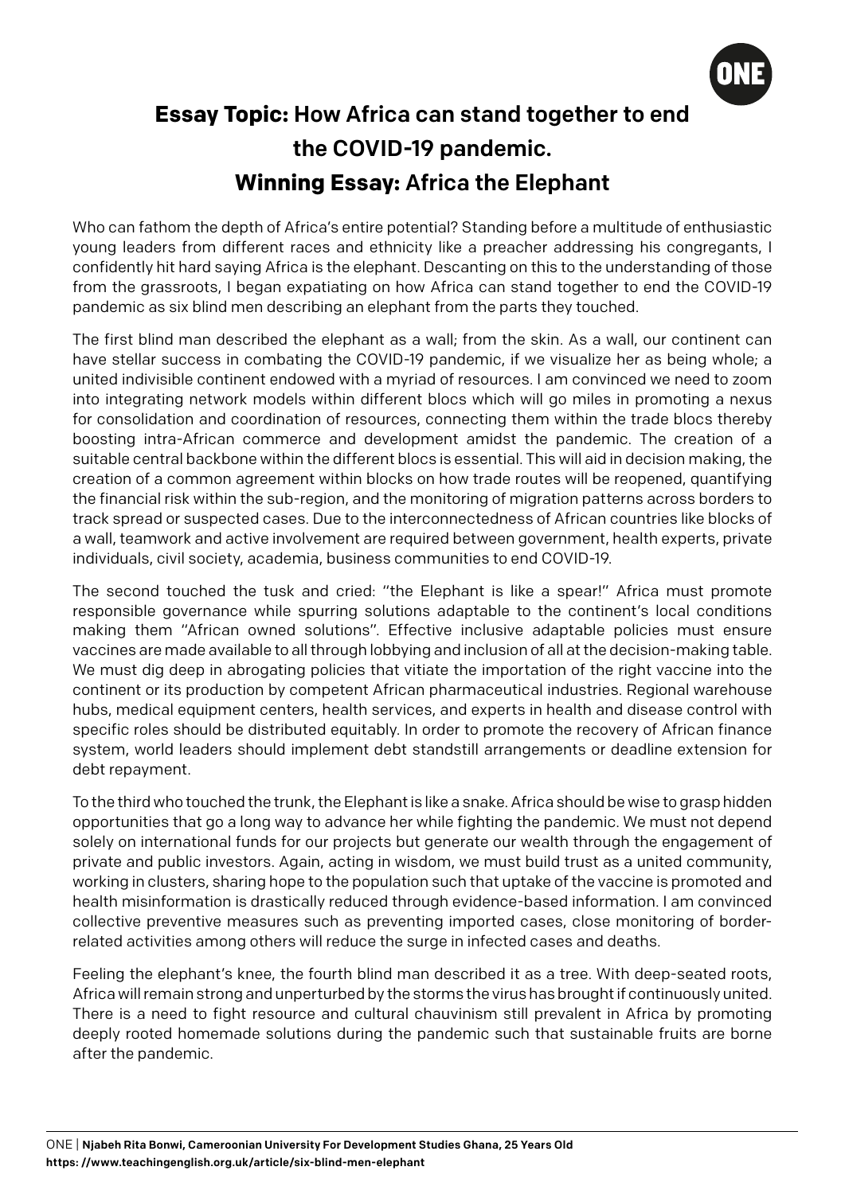# **Essay Topic:** How Africa can stand together to end the COVID-19 pandemic.

## **Winning Essay:** Africa the Elephant

Who can fathom the depth of Africa's entire potential? Standing before a multitude of enthusiastic young leaders from different races and ethnicity like a preacher addressing his congregants, I confidently hit hard saying Africa is the elephant. Descanting on this to the understanding of those from the grassroots, I began expatiating on how Africa can stand together to end the COVID-19 pandemic as six blind men describing an elephant from the parts they touched.

The first blind man described the elephant as a wall; from the skin. As a wall, our continent can have stellar success in combating the COVID-19 pandemic, if we visualize her as being whole; a united indivisible continent endowed with a myriad of resources. I am convinced we need to zoom into integrating network models within different blocs which will go miles in promoting a nexus for consolidation and coordination of resources, connecting them within the trade blocs thereby boosting intra-African commerce and development amidst the pandemic. The creation of a suitable central backbone within the different blocs is essential. This will aid in decision making, the creation of a common agreement within blocks on how trade routes will be reopened, quantifying the financial risk within the sub-region, and the monitoring of migration patterns across borders to track spread or suspected cases. Due to the interconnectedness of African countries like blocks of a wall, teamwork and active involvement are required between government, health experts, private individuals, civil society, academia, business communities to end COVID-19.

The second touched the tusk and cried: "the Elephant is like a spear!" Africa must promote responsible governance while spurring solutions adaptable to the continent's local conditions making them "African owned solutions". Effective inclusive adaptable policies must ensure vaccines are made available to all through lobbying and inclusion of all at the decision-making table. We must dig deep in abrogating policies that vitiate the importation of the right vaccine into the continent or its production by competent African pharmaceutical industries. Regional warehouse hubs, medical equipment centers, health services, and experts in health and disease control with specific roles should be distributed equitably. In order to promote the recovery of African finance system, world leaders should implement debt standstill arrangements or deadline extension for debt repayment.

To the third who touched the trunk, the Elephant is like a snake. Africa should be wise to grasp hidden opportunities that go a long way to advance her while fighting the pandemic. We must not depend solely on international funds for our projects but generate our wealth through the engagement of private and public investors. Again, acting in wisdom, we must build trust as a united community, working in clusters, sharing hope to the population such that uptake of the vaccine is promoted and health misinformation is drastically reduced through evidence-based information. I am convinced collective preventive measures such as preventing imported cases, close monitoring of border-related activities among others will reduce the surge in infected cases and deaths.

Feeling the elephant's knee, the fourth blind man described it as a tree. With deep-seated roots, Africa will remain strong and unperturbed by the storms the virus has brought if continuously united. There is a need to fight resource and cultural chauvinism still prevalent in Africa by promoting deeply rooted homemade solutions during the pandemic such that sustainable fruits are borne after the pandemic.

ONE | **Njabeh Rita Bonwi, Cameroonian University For Development Studies Ghana, 25 Years Old**
**https: //www.teachingenglish.org.uk/article/six-blind-men-elephant**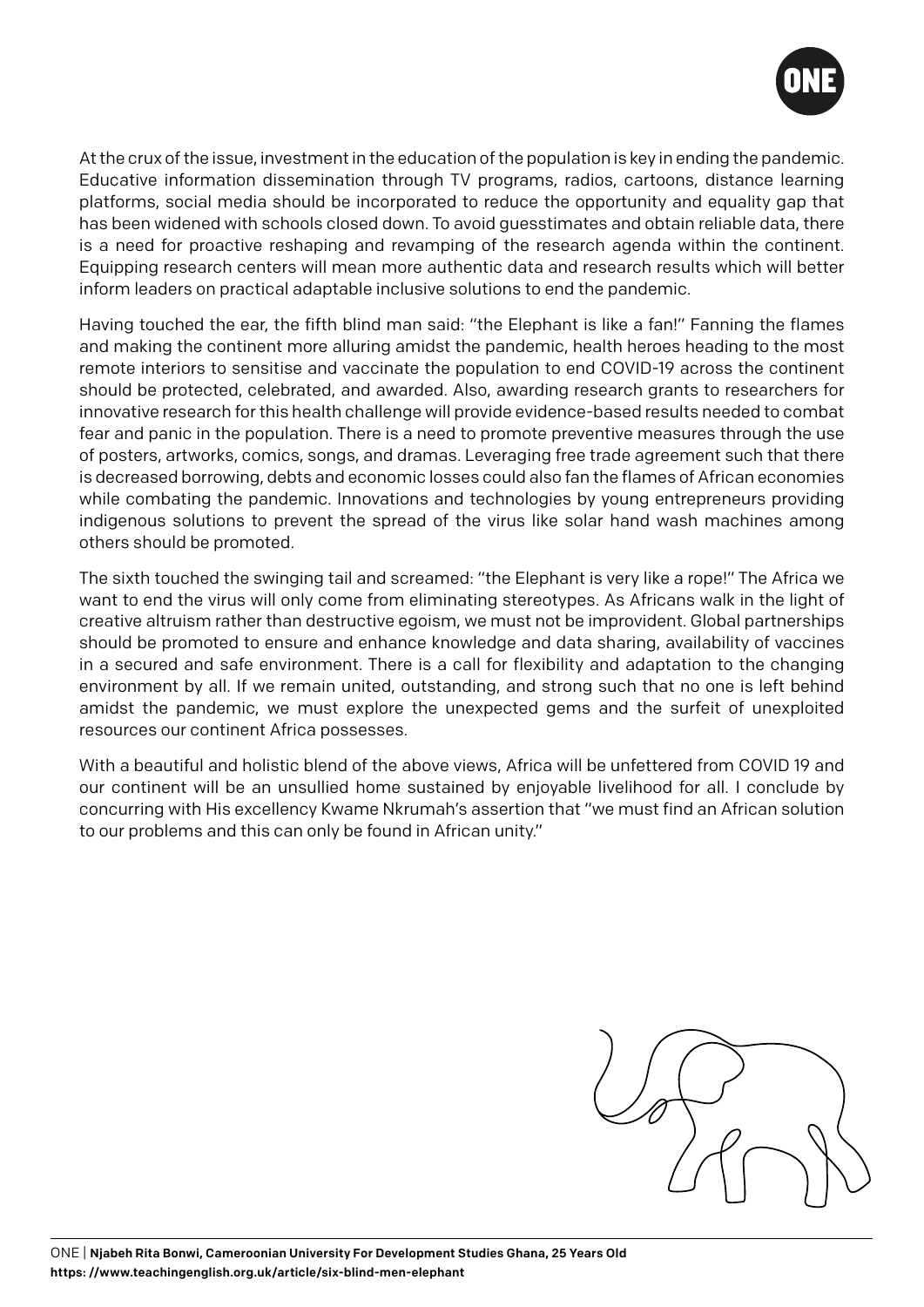At the crux of the issue, investment in the education of the population is key in ending the pandemic. Educative information dissemination through TV programs, radios, cartoons, distance learning platforms, social media should be incorporated to reduce the opportunity and equality gap that has been widened with schools closed down. To avoid guesstimates and obtain reliable data, there is a need for proactive reshaping and revamping of the research agenda within the continent. Equipping research centers will mean more authentic data and research results which will better inform leaders on practical adaptable inclusive solutions to end the pandemic.

Having touched the ear, the fifth blind man said: "the Elephant is like a fan!" Fanning the flames and making the continent more alluring amidst the pandemic, health heroes heading to the most remote interiors to sensitise and vaccinate the population to end COVID-19 across the continent should be protected, celebrated, and awarded. Also, awarding research grants to researchers for innovative research for this health challenge will provide evidence-based results needed to combat fear and panic in the population. There is a need to promote preventive measures through the use of posters, artworks, comics, songs, and dramas. Leveraging free trade agreement such that there is decreased borrowing, debts and economic losses could also fan the flames of African economies while combating the pandemic. Innovations and technologies by young entrepreneurs providing indigenous solutions to prevent the spread of the virus like solar hand wash machines among others should be promoted.

The sixth touched the swinging tail and screamed: "the Elephant is very like a rope!" The Africa we want to end the virus will only come from eliminating stereotypes. As Africans walk in the light of creative altruism rather than destructive egoism, we must not be improvident. Global partnerships should be promoted to ensure and enhance knowledge and data sharing, availability of vaccines in a secured and safe environment. There is a call for flexibility and adaptation to the changing environment by all. If we remain united, outstanding, and strong such that no one is left behind amidst the pandemic, we must explore the unexpected gems and the surfeit of unexploited resources our continent Africa possesses.

With a beautiful and holistic blend of the above views, Africa will be unfettered from COVID 19 and our continent will be an unsullied home sustained by enjoyable livelihood for all. I conclude by concurring with His excellency Kwame Nkrumah's assertion that "we must find an African solution to our problems and this can only be found in African unity."

ONE | **Njabeh Rita Bonwi, Cameroonian University For Development Studies Ghana, 25 Years Old**
**https: //www.teachingenglish.org.uk/article/six-blind-men-elephant**